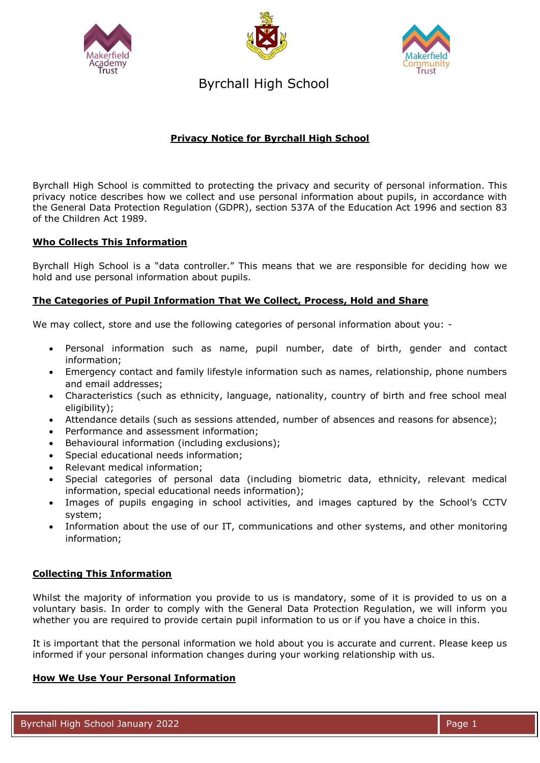Byrchall High School

# Privacy Notice for Byrchall High School

Byrchall High School is committed to protecting the privacy and security of personal information. This privacy notice describes how we collect and use personal information about pupils, in accordance with the General Data Protection Regulation (GDPR), section 537A of the Education Act 1996 and section 83 of the Children Act 1989.

## Who Collects This Information

Byrchall High School is a "data controller." This means that we are responsible for deciding how we hold and use personal information about pupils.

## The Categories of Pupil Information That We Collect, Process, Hold and Share

We may collect, store and use the following categories of personal information about you: -

- Personal information such as name, pupil number, date of birth, gender and contact information;
- Emergency contact and family lifestyle information such as names, relationship, phone numbers and email addresses;
- Characteristics (such as ethnicity, language, nationality, country of birth and free school meal eligibility);
- Attendance details (such as sessions attended, number of absences and reasons for absence);
- Performance and assessment information;
- Behavioural information (including exclusions);
- Special educational needs information;
- Relevant medical information;
- Special categories of personal data (including biometric data, ethnicity, relevant medical information, special educational needs information);
- Images of pupils engaging in school activities, and images captured by the School's CCTV system;
- Information about the use of our IT, communications and other systems, and other monitoring information;

## Collecting This Information

Whilst the majority of information you provide to us is mandatory, some of it is provided to us on a voluntary basis. In order to comply with the General Data Protection Regulation, we will inform you whether you are required to provide certain pupil information to us or if you have a choice in this.

It is important that the personal information we hold about you is accurate and current. Please keep us informed if your personal information changes during your working relationship with us.

## How We Use Your Personal Information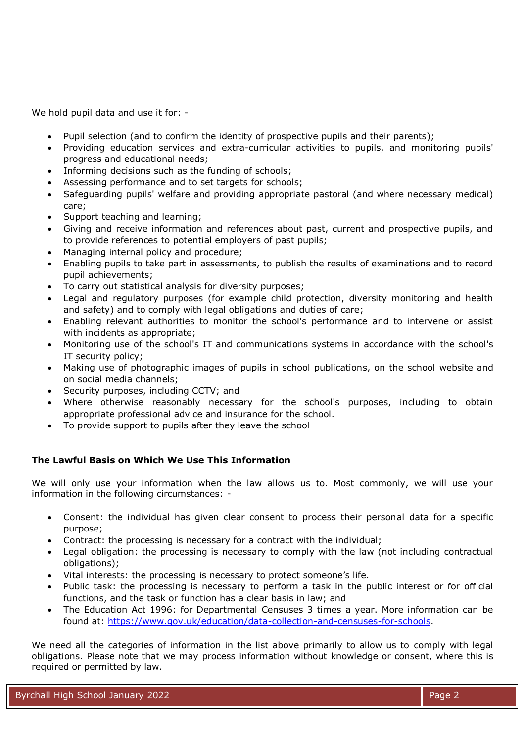We hold pupil data and use it for: -

- Pupil selection (and to confirm the identity of prospective pupils and their parents);
- Providing education services and extra-curricular activities to pupils, and monitoring pupils' progress and educational needs;
- Informing decisions such as the funding of schools;
- Assessing performance and to set targets for schools;
- Safeguarding pupils' welfare and providing appropriate pastoral (and where necessary medical) care;
- Support teaching and learning;
- Giving and receive information and references about past, current and prospective pupils, and to provide references to potential employers of past pupils;
- Managing internal policy and procedure;
- Enabling pupils to take part in assessments, to publish the results of examinations and to record pupil achievements;
- To carry out statistical analysis for diversity purposes;
- Legal and regulatory purposes (for example child protection, diversity monitoring and health and safety) and to comply with legal obligations and duties of care;
- Enabling relevant authorities to monitor the school's performance and to intervene or assist with incidents as appropriate;
- Monitoring use of the school's IT and communications systems in accordance with the school's IT security policy;
- Making use of photographic images of pupils in school publications, on the school website and on social media channels;
- Security purposes, including CCTV; and
- Where otherwise reasonably necessary for the school's purposes, including to obtain appropriate professional advice and insurance for the school.
- To provide support to pupils after they leave the school

**The Lawful Basis on Which We Use This Information**

We will only use your information when the law allows us to. Most commonly, we will use your information in the following circumstances: -

- Consent: the individual has given clear consent to process their personal data for a specific purpose;
- Contract: the processing is necessary for a contract with the individual;
- Legal obligation: the processing is necessary to comply with the law (not including contractual obligations);
- Vital interests: the processing is necessary to protect someone's life.
- Public task: the processing is necessary to perform a task in the public interest or for official functions, and the task or function has a clear basis in law; and
- The Education Act 1996: for Departmental Censuses 3 times a year. More information can be found at: [https://www.gov.uk/education/data-collection-and-censuses-for-schools](https://www.gov.uk/education/data-collection-and-censuses-for-schools).

We need all the categories of information in the list above primarily to allow us to comply with legal obligations. Please note that we may process information without knowledge or consent, where this is required or permitted by law.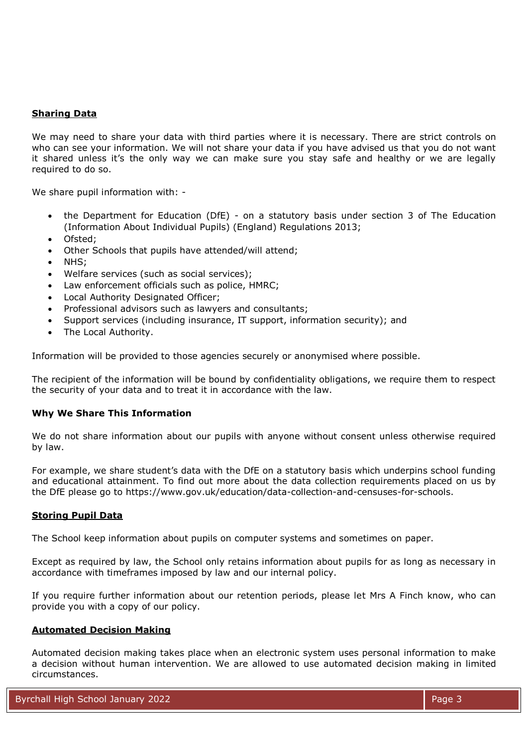## Sharing Data

We may need to share your data with third parties where it is necessary. There are strict controls on who can see your information. We will not share your data if you have advised us that you do not want it shared unless it's the only way we can make sure you stay safe and healthy or we are legally required to do so.

We share pupil information with: -

- the Department for Education (DfE) - on a statutory basis under section 3 of The Education (Information About Individual Pupils) (England) Regulations 2013;
- Ofsted;
- Other Schools that pupils have attended/will attend;
- NHS;
- Welfare services (such as social services);
- Law enforcement officials such as police, HMRC;
- Local Authority Designated Officer;
- Professional advisors such as lawyers and consultants;
- Support services (including insurance, IT support, information security); and
- The Local Authority.

Information will be provided to those agencies securely or anonymised where possible.

The recipient of the information will be bound by confidentiality obligations, we require them to respect the security of your data and to treat it in accordance with the law.

### Why We Share This Information

We do not share information about our pupils with anyone without consent unless otherwise required by law.

For example, we share student's data with the DfE on a statutory basis which underpins school funding and educational attainment. To find out more about the data collection requirements placed on us by the DfE please go to https://www.gov.uk/education/data-collection-and-censuses-for-schools.

## Storing Pupil Data

The School keep information about pupils on computer systems and sometimes on paper.

Except as required by law, the School only retains information about pupils for as long as necessary in accordance with timeframes imposed by law and our internal policy.

If you require further information about our retention periods, please let Mrs A Finch know, who can provide you with a copy of our policy.

## Automated Decision Making

Automated decision making takes place when an electronic system uses personal information to make a decision without human intervention. We are allowed to use automated decision making in limited circumstances.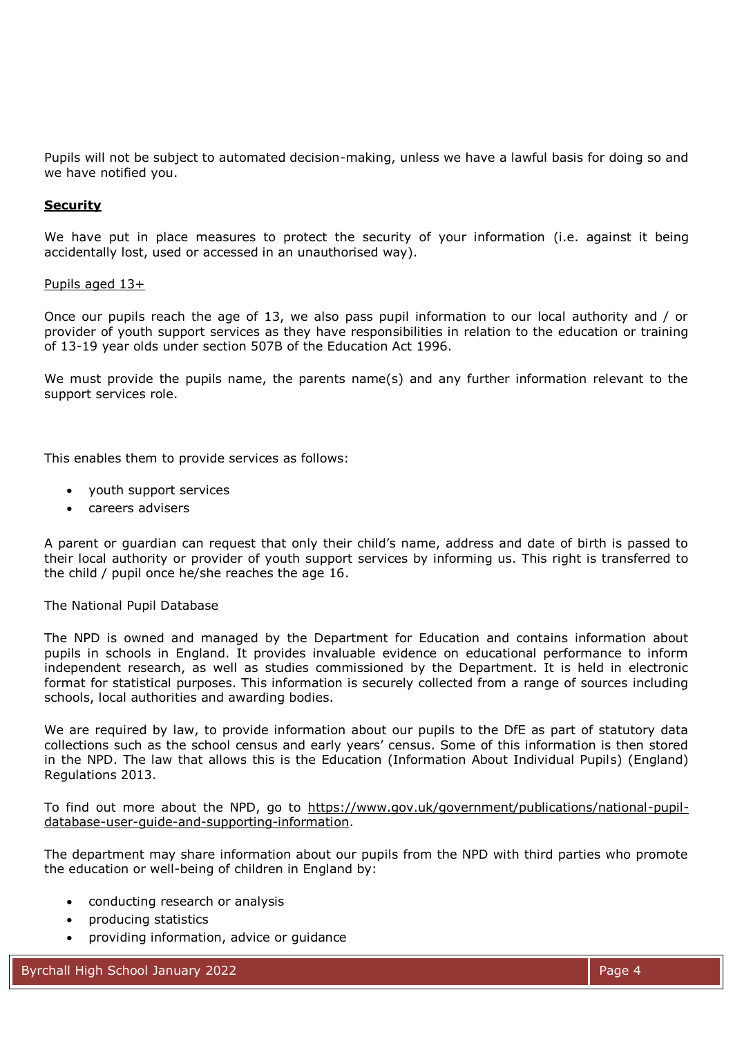Pupils will not be subject to automated decision-making, unless we have a lawful basis for doing so and we have notified you.

## **Security**

We have put in place measures to protect the security of your information (i.e. against it being accidentally lost, used or accessed in an unauthorised way).

<u>Pupils aged 13+</u>

Once our pupils reach the age of 13, we also pass pupil information to our local authority and / or provider of youth support services as they have responsibilities in relation to the education or training of 13-19 year olds under section 507B of the Education Act 1996.

We must provide the pupils name, the parents name(s) and any further information relevant to the support services role.

This enables them to provide services as follows:

- youth support services
- careers advisers

A parent or guardian can request that only their child's name, address and date of birth is passed to their local authority or provider of youth support services by informing us. This right is transferred to the child / pupil once he/she reaches the age 16.

The National Pupil Database

The NPD is owned and managed by the Department for Education and contains information about pupils in schools in England. It provides invaluable evidence on educational performance to inform independent research, as well as studies commissioned by the Department. It is held in electronic format for statistical purposes. This information is securely collected from a range of sources including schools, local authorities and awarding bodies.

We are required by law, to provide information about our pupils to the DfE as part of statutory data collections such as the school census and early years' census. Some of this information is then stored in the NPD. The law that allows this is the Education (Information About Individual Pupils) (England) Regulations 2013.

To find out more about the NPD, go to https://www.gov.uk/government/publications/national-pupil-database-user-guide-and-supporting-information.

The department may share information about our pupils from the NPD with third parties who promote the education or well-being of children in England by:

- conducting research or analysis
- producing statistics
- providing information, advice or guidance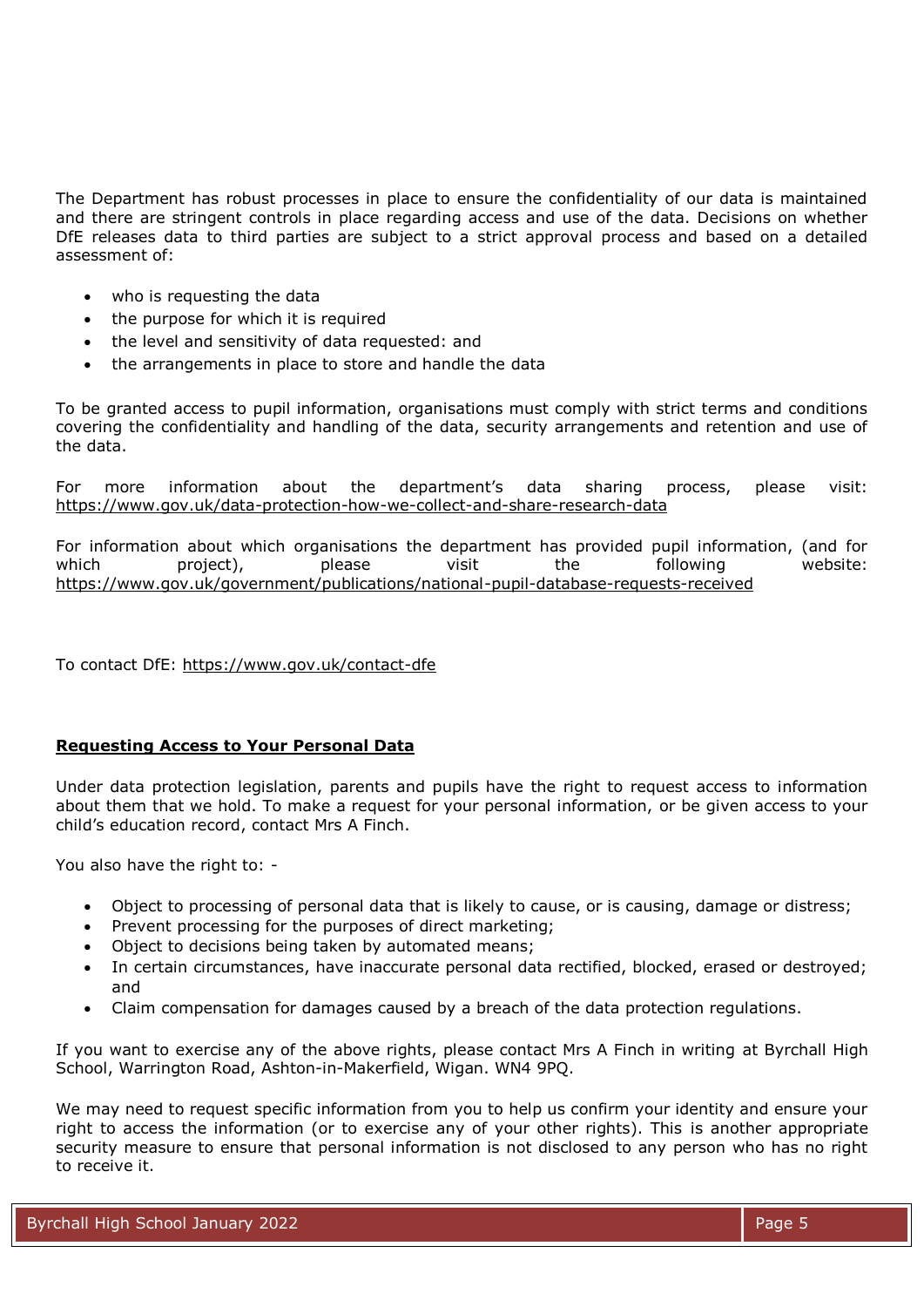The Department has robust processes in place to ensure the confidentiality of our data is maintained and there are stringent controls in place regarding access and use of the data. Decisions on whether DfE releases data to third parties are subject to a strict approval process and based on a detailed assessment of:

- who is requesting the data
- the purpose for which it is required
- the level and sensitivity of data requested: and
- the arrangements in place to store and handle the data

To be granted access to pupil information, organisations must comply with strict terms and conditions covering the confidentiality and handling of the data, security arrangements and retention and use of the data.

For more information about the department's data sharing process, please visit: https://www.gov.uk/data-protection-how-we-collect-and-share-research-data

For information about which organisations the department has provided pupil information, (and for which project), please visit the following website: https://www.gov.uk/government/publications/national-pupil-database-requests-received

To contact DfE: https://www.gov.uk/contact-dfe

**Requesting Access to Your Personal Data**

Under data protection legislation, parents and pupils have the right to request access to information about them that we hold. To make a request for your personal information, or be given access to your child's education record, contact Mrs A Finch.

You also have the right to: -

- Object to processing of personal data that is likely to cause, or is causing, damage or distress;
- Prevent processing for the purposes of direct marketing;
- Object to decisions being taken by automated means;
- In certain circumstances, have inaccurate personal data rectified, blocked, erased or destroyed; and
- Claim compensation for damages caused by a breach of the data protection regulations.

If you want to exercise any of the above rights, please contact Mrs A Finch in writing at Byrchall High School, Warrington Road, Ashton-in-Makerfield, Wigan. WN4 9PQ.

We may need to request specific information from you to help us confirm your identity and ensure your right to access the information (or to exercise any of your other rights). This is another appropriate security measure to ensure that personal information is not disclosed to any person who has no right to receive it.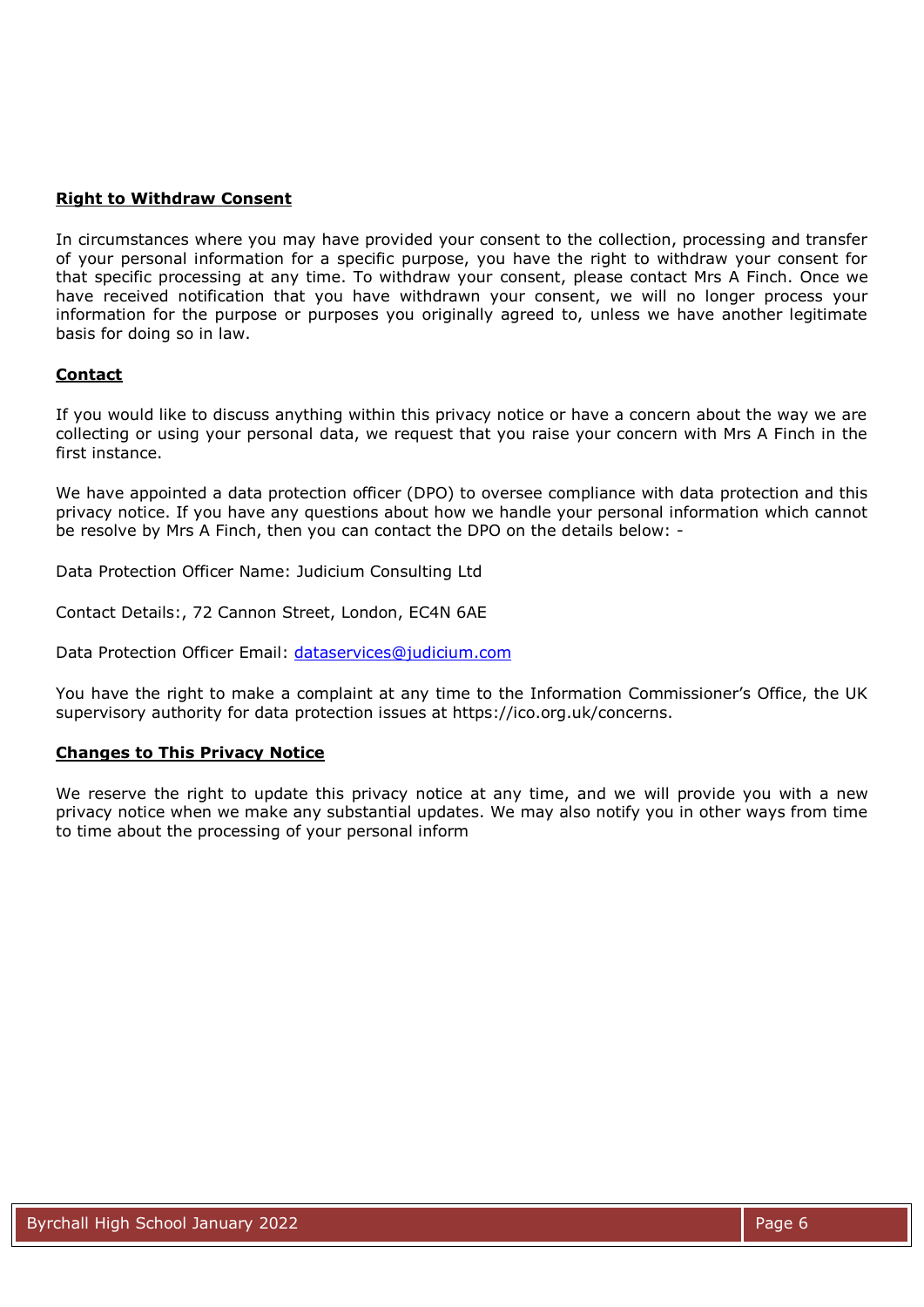**Right to Withdraw Consent**

In circumstances where you may have provided your consent to the collection, processing and transfer of your personal information for a specific purpose, you have the right to withdraw your consent for that specific processing at any time. To withdraw your consent, please contact Mrs A Finch. Once we have received notification that you have withdrawn your consent, we will no longer process your information for the purpose or purposes you originally agreed to, unless we have another legitimate basis for doing so in law.

**Contact**

If you would like to discuss anything within this privacy notice or have a concern about the way we are collecting or using your personal data, we request that you raise your concern with Mrs A Finch in the first instance.

We have appointed a data protection officer (DPO) to oversee compliance with data protection and this privacy notice. If you have any questions about how we handle your personal information which cannot be resolve by Mrs A Finch, then you can contact the DPO on the details below: -

Data Protection Officer Name: Judicium Consulting Ltd

Contact Details:, 72 Cannon Street, London, EC4N 6AE

Data Protection Officer Email: dataservices@judicium.com

You have the right to make a complaint at any time to the Information Commissioner's Office, the UK supervisory authority for data protection issues at https://ico.org.uk/concerns.

**Changes to This Privacy Notice**

We reserve the right to update this privacy notice at any time, and we will provide you with a new privacy notice when we make any substantial updates. We may also notify you in other ways from time to time about the processing of your personal inform